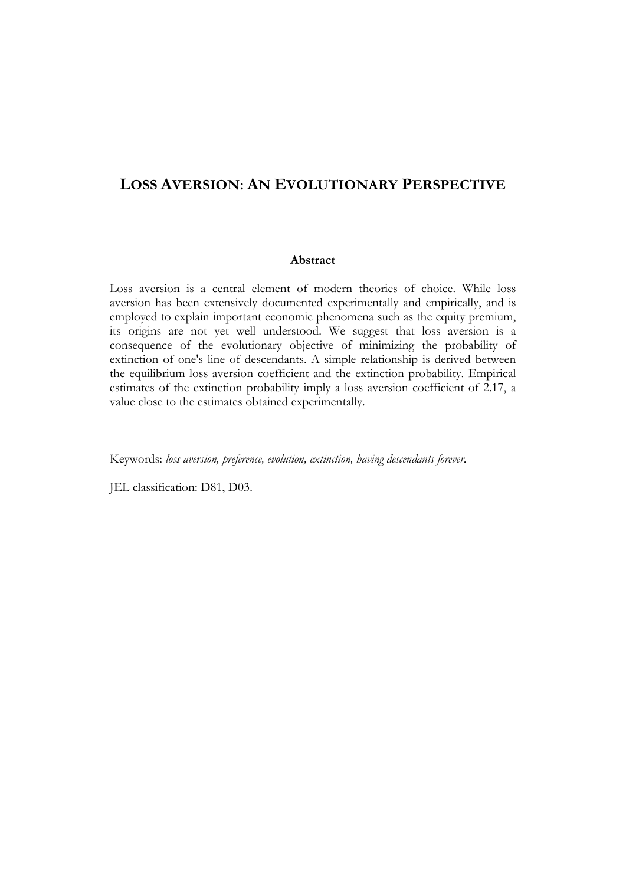# LOSS AVERSION: AN EVOLUTIONARY PERSPECTIVE

**Abstract**

Loss aversion is a central element of modern theories of choice. While loss aversion has been extensively documented experimentally and empirically, and is employed to explain important economic phenomena such as the equity premium, its origins are not yet well understood. We suggest that loss aversion is a consequence of the evolutionary objective of minimizing the probability of extinction of one's line of descendants. A simple relationship is derived between the equilibrium loss aversion coefficient and the extinction probability. Empirical estimates of the extinction probability imply a loss aversion coefficient of 2.17, a value close to the estimates obtained experimentally.

Keywords: *loss aversion, preference, evolution, extinction, having descendants forever.*

JEL classification: D81, D03.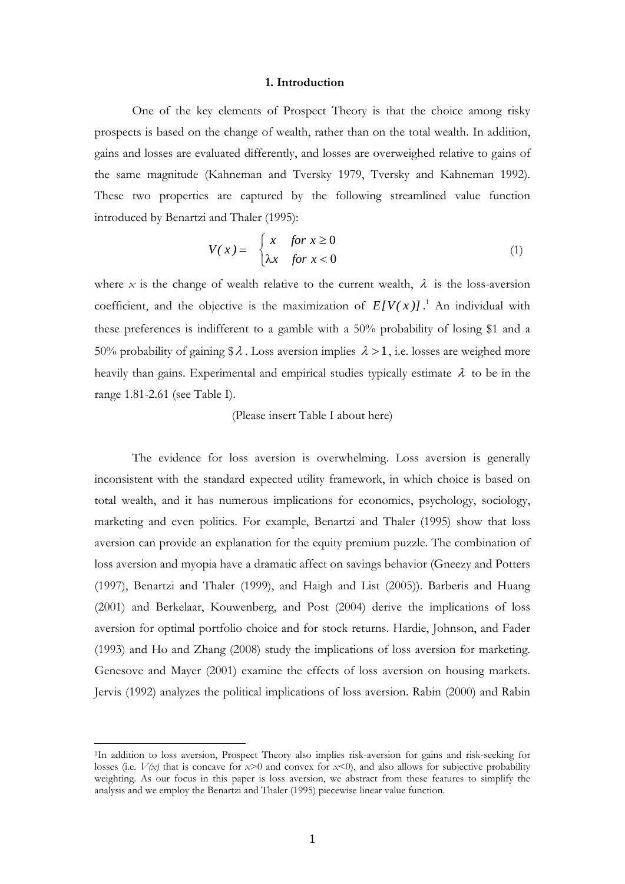## 1. Introduction

One of the key elements of Prospect Theory is that the choice among risky prospects is based on the change of wealth, rather than on the total wealth. In addition, gains and losses are evaluated differently, and losses are overweighed relative to gains of the same magnitude (Kahneman and Tversky 1979, Tversky and Kahneman 1992). These two properties are captured by the following streamlined value function introduced by Benartzi and Thaler (1995):

$$V(x) = \begin{cases} x & for\ x \geq 0 \\ \lambda x & for\ x < 0 \end{cases} \tag{1}$$

where $x$ is the change of wealth relative to the current wealth, $\lambda$ is the loss-aversion coefficient, and the objective is the maximization of $E[V(x)]$.[1] An individual with these preferences is indifferent to a gamble with a 50% probability of losing $1 and a 50% probability of gaining $\$\lambda$. Loss aversion implies $\lambda > 1$, i.e. losses are weighed more heavily than gains. Experimental and empirical studies typically estimate $\lambda$ to be in the range 1.81-2.61 (see Table I).

(Please insert Table I about here)

The evidence for loss aversion is overwhelming. Loss aversion is generally inconsistent with the standard expected utility framework, in which choice is based on total wealth, and it has numerous implications for economics, psychology, sociology, marketing and even politics. For example, Benartzi and Thaler (1995) show that loss aversion can provide an explanation for the equity premium puzzle. The combination of loss aversion and myopia have a dramatic affect on savings behavior (Gneezy and Potters (1997), Benartzi and Thaler (1999), and Haigh and List (2005)). Barberis and Huang (2001) and Berkelaar, Kouwenberg, and Post (2004) derive the implications of loss aversion for optimal portfolio choice and for stock returns. Hardie, Johnson, and Fader (1993) and Ho and Zhang (2008) study the implications of loss aversion for marketing. Genesove and Mayer (2001) examine the effects of loss aversion on housing markets. Jervis (1992) analyzes the political implications of loss aversion. Rabin (2000) and Rabin

---

[1] In addition to loss aversion, Prospect Theory also implies risk-aversion for gains and risk-seeking for losses (i.e. $V(x)$ that is concave for $x>0$ and convex for $x<0$), and also allows for subjective probability weighting. As our focus in this paper is loss aversion, we abstract from these features to simplify the analysis and we employ the Benartzi and Thaler (1995) piecewise linear value function.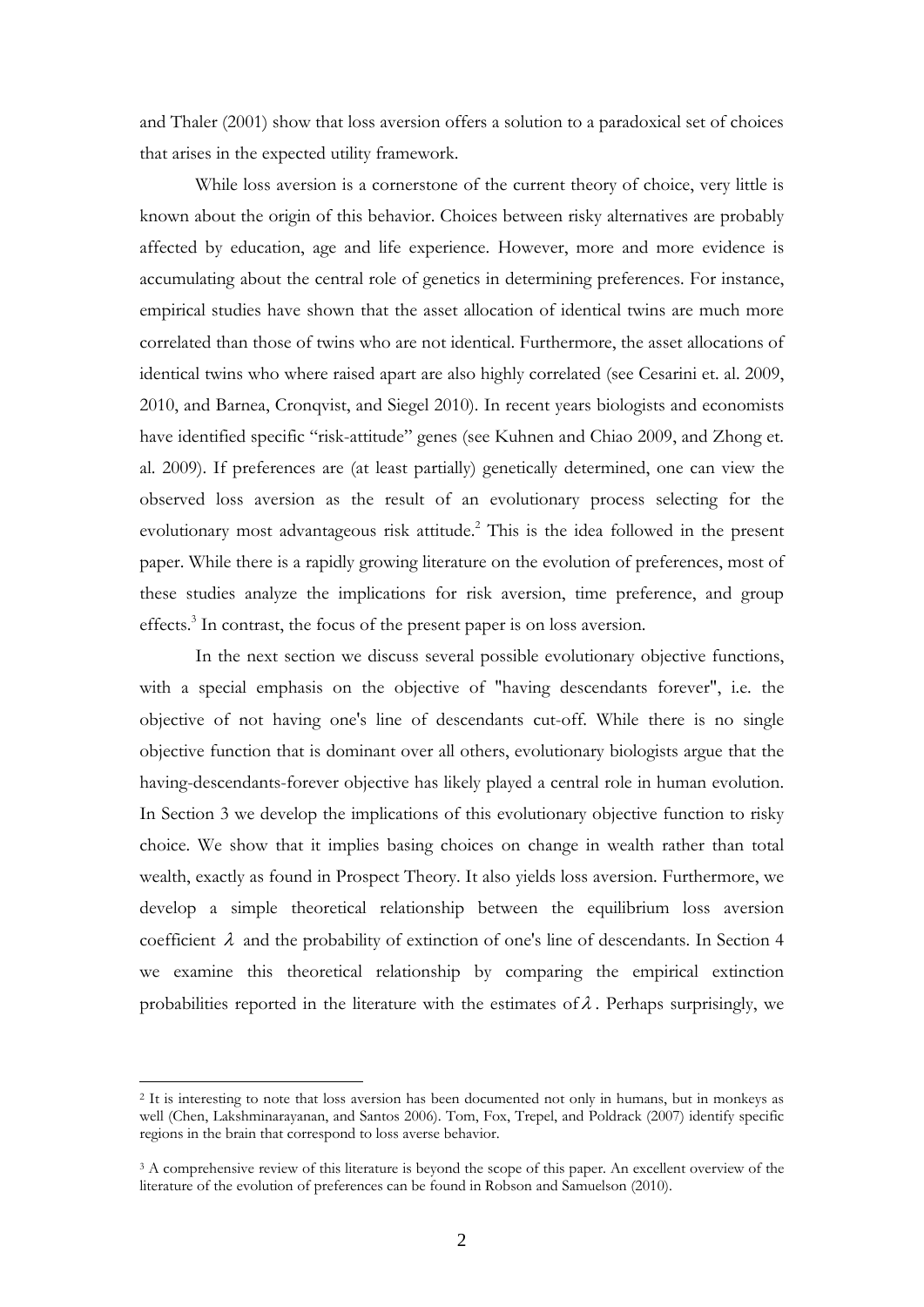and Thaler (2001) show that loss aversion offers a solution to a paradoxical set of choices that arises in the expected utility framework.

While loss aversion is a cornerstone of the current theory of choice, very little is known about the origin of this behavior. Choices between risky alternatives are probably affected by education, age and life experience. However, more and more evidence is accumulating about the central role of genetics in determining preferences. For instance, empirical studies have shown that the asset allocation of identical twins are much more correlated than those of twins who are not identical. Furthermore, the asset allocations of identical twins who where raised apart are also highly correlated (see Cesarini et. al. 2009, 2010, and Barnea, Cronqvist, and Siegel 2010). In recent years biologists and economists have identified specific "risk-attitude" genes (see Kuhnen and Chiao 2009, and Zhong et. al. 2009). If preferences are (at least partially) genetically determined, one can view the observed loss aversion as the result of an evolutionary process selecting for the evolutionary most advantageous risk attitude.[2] This is the idea followed in the present paper. While there is a rapidly growing literature on the evolution of preferences, most of these studies analyze the implications for risk aversion, time preference, and group effects.[3] In contrast, the focus of the present paper is on loss aversion.

In the next section we discuss several possible evolutionary objective functions, with a special emphasis on the objective of "having descendants forever", i.e. the objective of not having one's line of descendants cut-off. While there is no single objective function that is dominant over all others, evolutionary biologists argue that the having-descendants-forever objective has likely played a central role in human evolution. In Section 3 we develop the implications of this evolutionary objective function to risky choice. We show that it implies basing choices on change in wealth rather than total wealth, exactly as found in Prospect Theory. It also yields loss aversion. Furthermore, we develop a simple theoretical relationship between the equilibrium loss aversion coefficient $\lambda$ and the probability of extinction of one's line of descendants. In Section 4 we examine this theoretical relationship by comparing the empirical extinction probabilities reported in the literature with the estimates of $\lambda$. Perhaps surprisingly, we

---

[2] It is interesting to note that loss aversion has been documented not only in humans, but in monkeys as well (Chen, Lakshminarayanan, and Santos 2006). Tom, Fox, Trepel, and Poldrack (2007) identify specific regions in the brain that correspond to loss averse behavior.

[3] A comprehensive review of this literature is beyond the scope of this paper. An excellent overview of the literature of the evolution of preferences can be found in Robson and Samuelson (2010).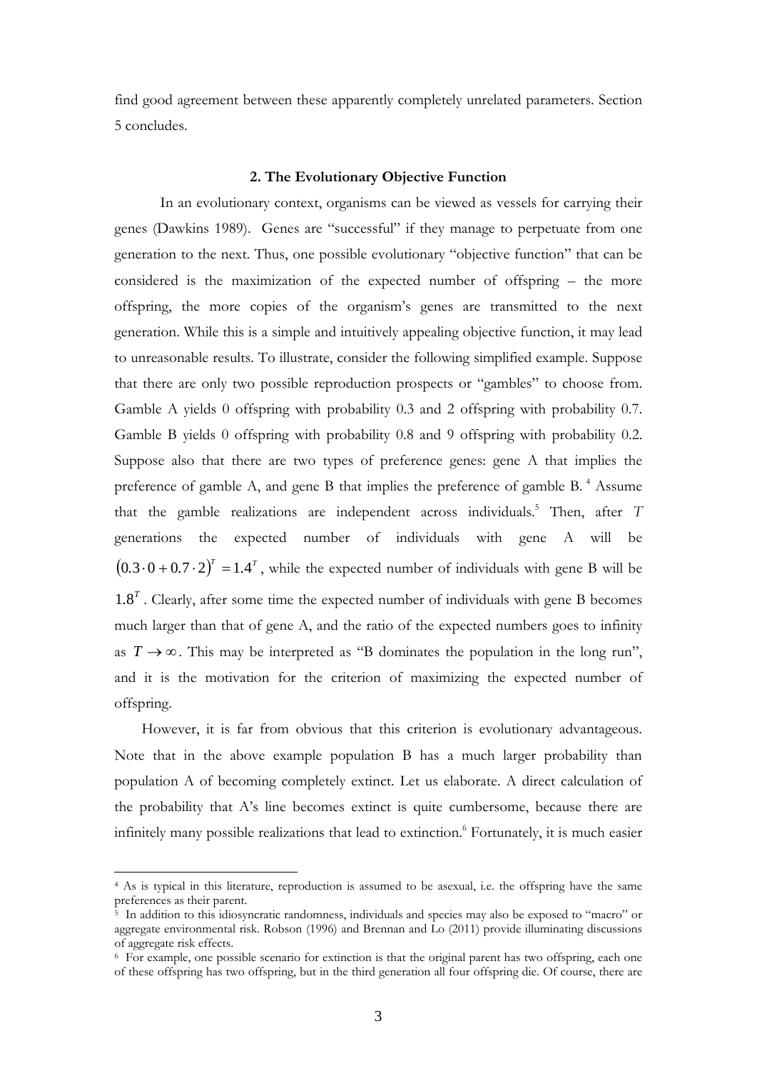find good agreement between these apparently completely unrelated parameters. Section 5 concludes.

## 2. The Evolutionary Objective Function

In an evolutionary context, organisms can be viewed as vessels for carrying their genes (Dawkins 1989). Genes are "successful" if they manage to perpetuate from one generation to the next. Thus, one possible evolutionary "objective function" that can be considered is the maximization of the expected number of offspring – the more offspring, the more copies of the organism's genes are transmitted to the next generation. While this is a simple and intuitively appealing objective function, it may lead to unreasonable results. To illustrate, consider the following simplified example. Suppose that there are only two possible reproduction prospects or "gambles" to choose from. Gamble A yields 0 offspring with probability 0.3 and 2 offspring with probability 0.7. Gamble B yields 0 offspring with probability 0.8 and 9 offspring with probability 0.2. Suppose also that there are two types of preference genes: gene A that implies the preference of gamble A, and gene B that implies the preference of gamble B.[4] Assume that the gamble realizations are independent across individuals.[5] Then, after $T$ generations the expected number of individuals with gene A will be $(0.3\cdot 0+0.7\cdot 2)^T=1.4^T$, while the expected number of individuals with gene B will be $1.8^T$. Clearly, after some time the expected number of individuals with gene B becomes much larger than that of gene A, and the ratio of the expected numbers goes to infinity as $T\rightarrow\infty$. This may be interpreted as "B dominates the population in the long run", and it is the motivation for the criterion of maximizing the expected number of offspring.

However, it is far from obvious that this criterion is evolutionary advantageous. Note that in the above example population B has a much larger probability than population A of becoming completely extinct. Let us elaborate. A direct calculation of the probability that A's line becomes extinct is quite cumbersome, because there are infinitely many possible realizations that lead to extinction.[6] Fortunately, it is much easier

---

[4] As is typical in this literature, reproduction is assumed to be asexual, i.e. the offspring have the same preferences as their parent.

[5] In addition to this idiosyncratic randomness, individuals and species may also be exposed to "macro" or aggregate environmental risk. Robson (1996) and Brennan and Lo (2011) provide illuminating discussions of aggregate risk effects.

[6] For example, one possible scenario for extinction is that the original parent has two offspring, each one of these offspring has two offspring, but in the third generation all four offspring die. Of course, there are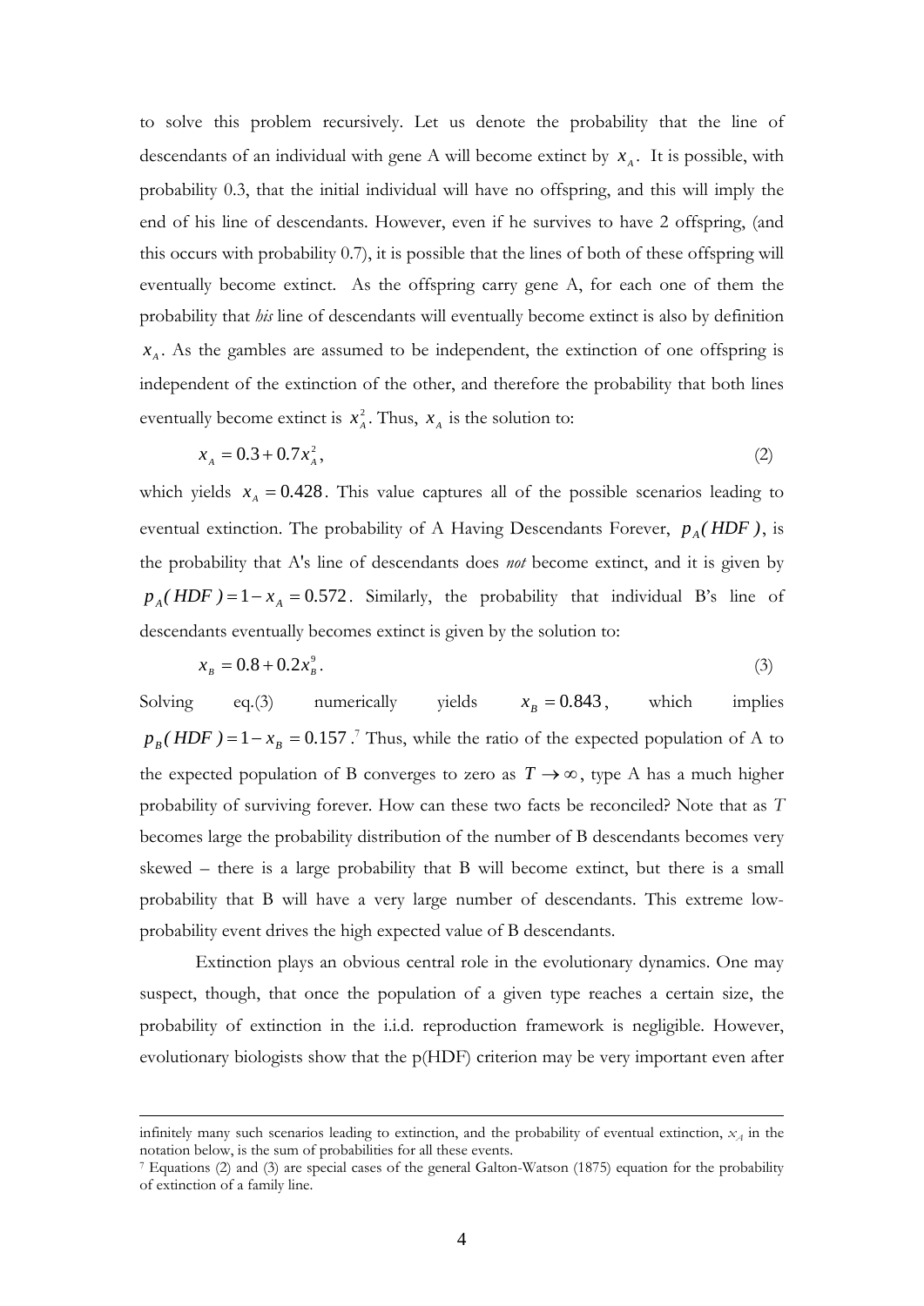to solve this problem recursively. Let us denote the probability that the line of descendants of an individual with gene A will become extinct by $x_A$. It is possible, with probability 0.3, that the initial individual will have no offspring, and this will imply the end of his line of descendants. However, even if he survives to have 2 offspring, (and this occurs with probability 0.7), it is possible that the lines of both of these offspring will eventually become extinct. As the offspring carry gene A, for each one of them the probability that *his* line of descendants will eventually become extinct is also by definition $x_A$. As the gambles are assumed to be independent, the extinction of one offspring is independent of the extinction of the other, and therefore the probability that both lines eventually become extinct is $x_A^2$. Thus, $x_A$ is the solution to:

$$x_A = 0.3 + 0.7x_A^2, \tag{2}$$

which yields $x_A = 0.428$. This value captures all of the possible scenarios leading to eventual extinction. The probability of A Having Descendants Forever, $p_A(HDF)$, is the probability that A's line of descendants does *not* become extinct, and it is given by $p_A(HDF) = 1 - x_A = 0.572$. Similarly, the probability that individual B's line of descendants eventually becomes extinct is given by the solution to:

$$x_B = 0.8 + 0.2x_B^9. \tag{3}$$

Solving eq.(3) numerically yields $x_B = 0.843$, which implies $p_B(HDF) = 1 - x_B = 0.157$.[7] Thus, while the ratio of the expected population of A to the expected population of B converges to zero as $T \to \infty$, type A has a much higher probability of surviving forever. How can these two facts be reconciled? Note that as $T$ becomes large the probability distribution of the number of B descendants becomes very skewed – there is a large probability that B will become extinct, but there is a small probability that B will have a very large number of descendants. This extreme low-probability event drives the high expected value of B descendants.

Extinction plays an obvious central role in the evolutionary dynamics. One may suspect, though, that once the population of a given type reaches a certain size, the probability of extinction in the i.i.d. reproduction framework is negligible. However, evolutionary biologists show that the p(HDF) criterion may be very important even after

---

infinitely many such scenarios leading to extinction, and the probability of eventual extinction, $x_A$ in the notation below, is the sum of probabilities for all these events.

[7] Equations (2) and (3) are special cases of the general Galton-Watson (1875) equation for the probability of extinction of a family line.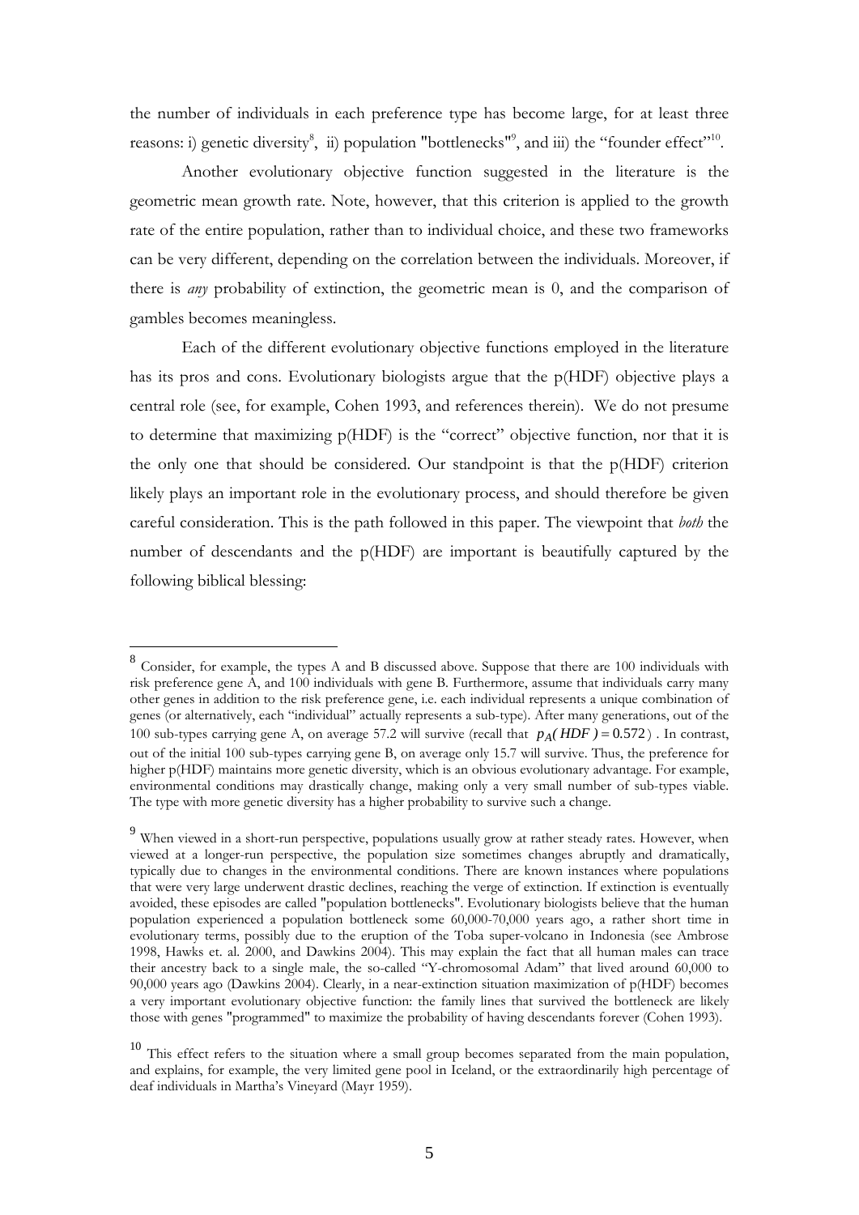the number of individuals in each preference type has become large, for at least three reasons: i) genetic diversity[8], ii) population "bottlenecks"[9], and iii) the "founder effect"[10].

Another evolutionary objective function suggested in the literature is the geometric mean growth rate. Note, however, that this criterion is applied to the growth rate of the entire population, rather than to individual choice, and these two frameworks can be very different, depending on the correlation between the individuals. Moreover, if there is *any* probability of extinction, the geometric mean is 0, and the comparison of gambles becomes meaningless.

Each of the different evolutionary objective functions employed in the literature has its pros and cons. Evolutionary biologists argue that the p(HDF) objective plays a central role (see, for example, Cohen 1993, and references therein). We do not presume to determine that maximizing p(HDF) is the "correct" objective function, nor that it is the only one that should be considered. Our standpoint is that the p(HDF) criterion likely plays an important role in the evolutionary process, and should therefore be given careful consideration. This is the path followed in this paper. The viewpoint that *both* the number of descendants and the p(HDF) are important is beautifully captured by the following biblical blessing:

---

[8] Consider, for example, the types A and B discussed above. Suppose that there are 100 individuals with risk preference gene A, and 100 individuals with gene B. Furthermore, assume that individuals carry many other genes in addition to the risk preference gene, i.e. each individual represents a unique combination of genes (or alternatively, each "individual" actually represents a sub-type). After many generations, out of the 100 sub-types carrying gene A, on average 57.2 will survive (recall that $p_A(HDF) = 0.572$). In contrast, out of the initial 100 sub-types carrying gene B, on average only 15.7 will survive. Thus, the preference for higher p(HDF) maintains more genetic diversity, which is an obvious evolutionary advantage. For example, environmental conditions may drastically change, making only a very small number of sub-types viable. The type with more genetic diversity has a higher probability to survive such a change.

[9] When viewed in a short-run perspective, populations usually grow at rather steady rates. However, when viewed at a longer-run perspective, the population size sometimes changes abruptly and dramatically, typically due to changes in the environmental conditions. There are known instances where populations that were very large underwent drastic declines, reaching the verge of extinction. If extinction is eventually avoided, these episodes are called "population bottlenecks". Evolutionary biologists believe that the human population experienced a population bottleneck some 60,000-70,000 years ago, a rather short time in evolutionary terms, possibly due to the eruption of the Toba super-volcano in Indonesia (see Ambrose 1998, Hawks et. al. 2000, and Dawkins 2004). This may explain the fact that all human males can trace their ancestry back to a single male, the so-called "Y-chromosomal Adam" that lived around 60,000 to 90,000 years ago (Dawkins 2004). Clearly, in a near-extinction situation maximization of p(HDF) becomes a very important evolutionary objective function: the family lines that survived the bottleneck are likely those with genes "programmed" to maximize the probability of having descendants forever (Cohen 1993).

[10] This effect refers to the situation where a small group becomes separated from the main population, and explains, for example, the very limited gene pool in Iceland, or the extraordinarily high percentage of deaf individuals in Martha's Vineyard (Mayr 1959).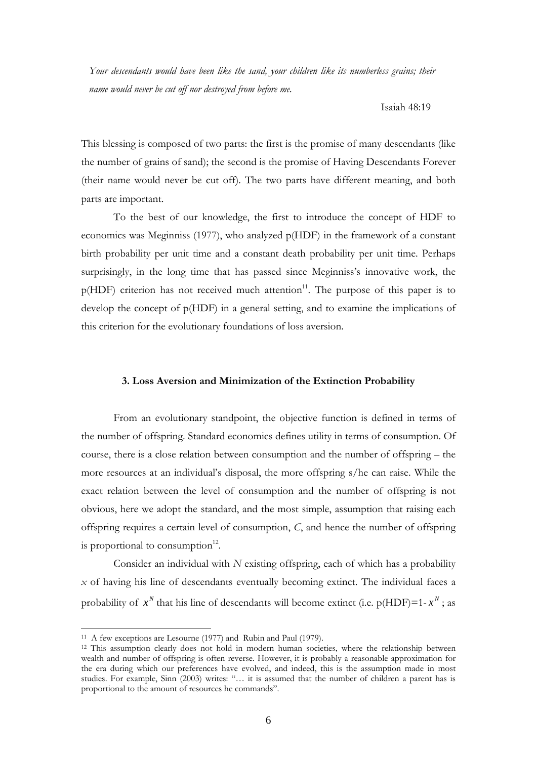*Your descendants would have been like the sand, your children like its numberless grains; their name would never be cut off nor destroyed from before me.*

Isaiah 48:19

This blessing is composed of two parts: the first is the promise of many descendants (like the number of grains of sand); the second is the promise of Having Descendants Forever (their name would never be cut off). The two parts have different meaning, and both parts are important.

To the best of our knowledge, the first to introduce the concept of HDF to economics was Meginniss (1977), who analyzed p(HDF) in the framework of a constant birth probability per unit time and a constant death probability per unit time. Perhaps surprisingly, in the long time that has passed since Meginniss's innovative work, the p(HDF) criterion has not received much attention[11]. The purpose of this paper is to develop the concept of p(HDF) in a general setting, and to examine the implications of this criterion for the evolutionary foundations of loss aversion.

### 3. Loss Aversion and Minimization of the Extinction Probability

From an evolutionary standpoint, the objective function is defined in terms of the number of offspring. Standard economics defines utility in terms of consumption. Of course, there is a close relation between consumption and the number of offspring – the more resources at an individual's disposal, the more offspring s/he can raise. While the exact relation between the level of consumption and the number of offspring is not obvious, here we adopt the standard, and the most simple, assumption that raising each offspring requires a certain level of consumption, $C$, and hence the number of offspring is proportional to consumption[12].

Consider an individual with $N$ existing offspring, each of which has a probability $x$ of having his line of descendants eventually becoming extinct. The individual faces a probability of $x^N$ that his line of descendants will become extinct (i.e. p(HDF)=1-$x^N$; as

---

[11] A few exceptions are Lesourne (1977) and Rubin and Paul (1979).

[12] This assumption clearly does not hold in modern human societies, where the relationship between wealth and number of offspring is often reverse. However, it is probably a reasonable approximation for the era during which our preferences have evolved, and indeed, this is the assumption made in most studies. For example, Sinn (2003) writes: "… it is assumed that the number of children a parent has is proportional to the amount of resources he commands".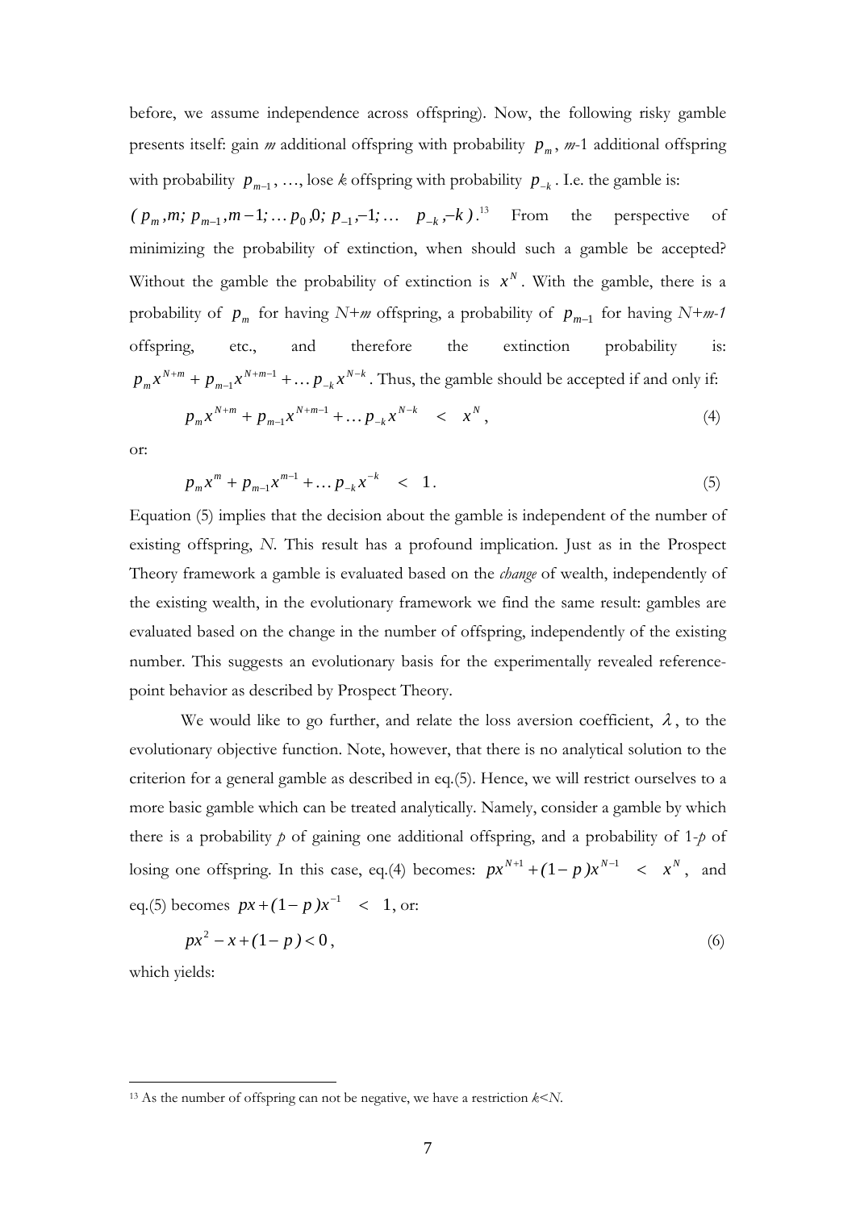before, we assume independence across offspring). Now, the following risky gamble presents itself: gain *m* additional offspring with probability $p_m$, *m*-1 additional offspring with probability $p_{m-1}$, …, lose *k* offspring with probability $p_{-k}$. I.e. the gamble is: $(p_m, m;\ p_{m-1}, m-1;\ldots p_0, 0;\ p_{-1}, -1;\ldots\ \ p_{-k}, -k)$.[13] From the perspective of minimizing the probability of extinction, when should such a gamble be accepted? Without the gamble the probability of extinction is $x^N$. With the gamble, there is a probability of $p_m$ for having *N+m* offspring, a probability of $p_{m-1}$ for having *N+m-1* offspring, etc., and therefore the extinction probability is: $p_m x^{N+m} + p_{m-1}x^{N+m-1} + \ldots p_{-k}x^{N-k}$. Thus, the gamble should be accepted if and only if:

$$p_m x^{N+m} + p_{m-1}x^{N+m-1} + \ldots p_{-k}x^{N-k} \quad < \quad x^N, \tag{4}$$

or:

$$p_m x^{m} + p_{m-1}x^{m-1} + \ldots p_{-k}x^{-k} \quad < \quad 1. \tag{5}$$

Equation (5) implies that the decision about the gamble is independent of the number of existing offspring, *N*. This result has a profound implication. Just as in the Prospect Theory framework a gamble is evaluated based on the *change* of wealth, independently of the existing wealth, in the evolutionary framework we find the same result: gambles are evaluated based on the change in the number of offspring, independently of the existing number. This suggests an evolutionary basis for the experimentally revealed reference-point behavior as described by Prospect Theory.

We would like to go further, and relate the loss aversion coefficient, $\lambda$, to the evolutionary objective function. Note, however, that there is no analytical solution to the criterion for a general gamble as described in eq.(5). Hence, we will restrict ourselves to a more basic gamble which can be treated analytically. Namely, consider a gamble by which there is a probability *p* of gaining one additional offspring, and a probability of 1-*p* of losing one offspring. In this case, eq.(4) becomes: $px^{N+1} + (1-p)x^{N-1} \quad < \quad x^N$, and eq.(5) becomes $px + (1-p)x^{-1} \quad < \quad 1$, or:

$$px^2 - x + (1-p) < 0, \tag{6}$$

which yields:

---

[13] As the number of offspring can not be negative, we have a restriction *k*<*N*.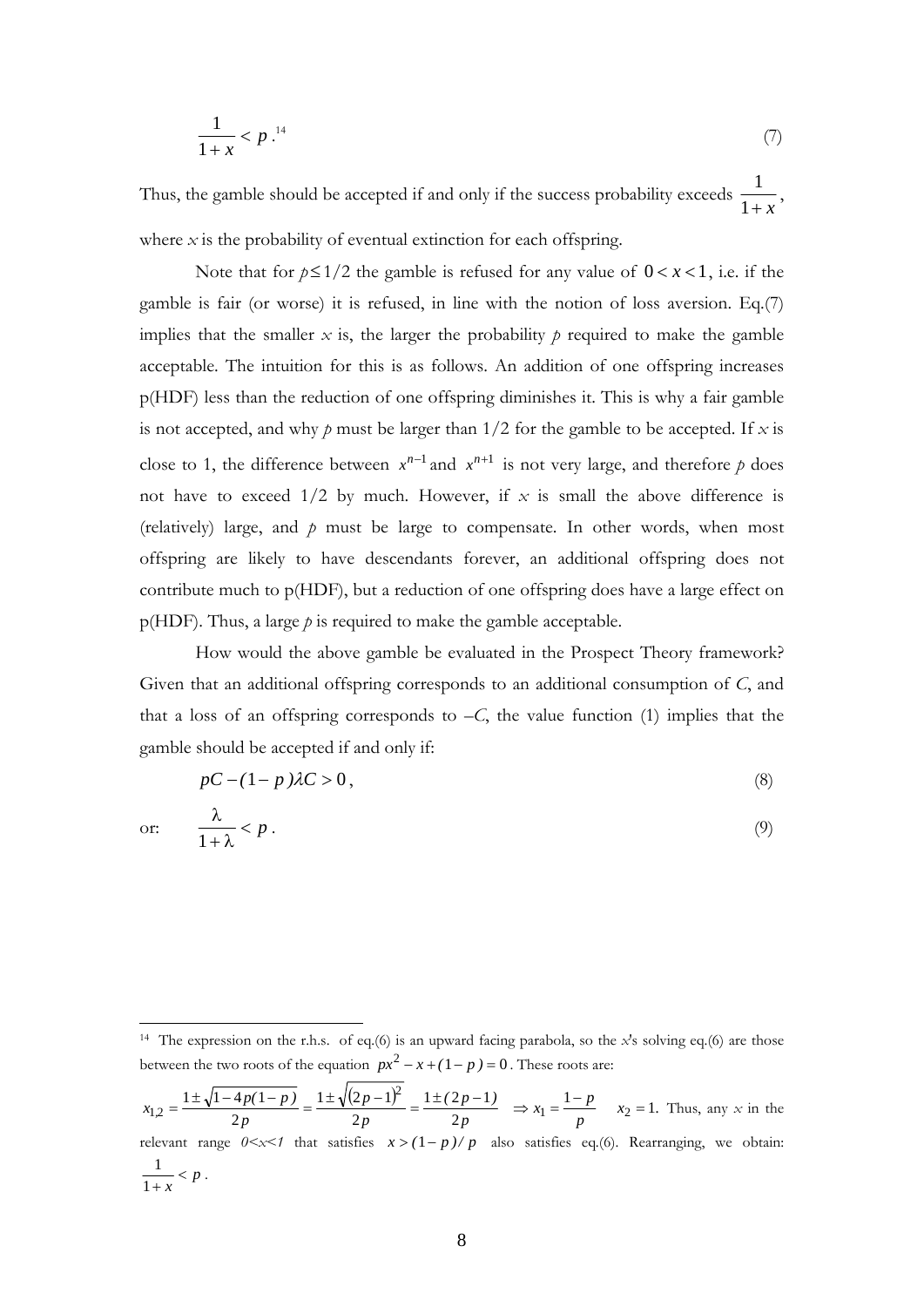$$\frac{1}{1+x} < p \text{.}^{14} \tag{7}$$

Thus, the gamble should be accepted if and only if the success probability exceeds $\frac{1}{1+x}$, where $x$ is the probability of eventual extinction for each offspring.

Note that for $p \leq 1/2$ the gamble is refused for any value of $0 < x < 1$, i.e. if the gamble is fair (or worse) it is refused, in line with the notion of loss aversion. Eq.(7) implies that the smaller $x$ is, the larger the probability $p$ required to make the gamble acceptable. The intuition for this is as follows. An addition of one offspring increases p(HDF) less than the reduction of one offspring diminishes it. This is why a fair gamble is not accepted, and why $p$ must be larger than $1/2$ for the gamble to be accepted. If $x$ is close to 1, the difference between $x^{n-1}$ and $x^{n+1}$ is not very large, and therefore $p$ does not have to exceed $1/2$ by much. However, if $x$ is small the above difference is (relatively) large, and $p$ must be large to compensate. In other words, when most offspring are likely to have descendants forever, an additional offspring does not contribute much to p(HDF), but a reduction of one offspring does have a large effect on p(HDF). Thus, a large $p$ is required to make the gamble acceptable.

How would the above gamble be evaluated in the Prospect Theory framework? Given that an additional offspring corresponds to an additional consumption of $C$, and that a loss of an offspring corresponds to $-C$, the value function (1) implies that the gamble should be accepted if and only if:

$$pC - (1-p)\lambda C > 0, \tag{8}$$

or:

$$\frac{\lambda}{1+\lambda} < p. \tag{9}$$

---

[14] The expression on the r.h.s. of eq.(6) is an upward facing parabola, so the $x$'s solving eq.(6) are those between the two roots of the equation $px^2 - x + (1-p) = 0$. These roots are:

$x_{1,2} = \frac{1 \pm \sqrt{1-4p(1-p)}}{2p} = \frac{1 \pm \sqrt{(2p-1)^2}}{2p} = \frac{1 \pm (2p-1)}{2p} \Rightarrow x_1 = \frac{1-p}{p}$ $\quad x_2 = 1$. Thus, any $x$ in the relevant range $0<x<1$ that satisfies $x > (1-p)/p$ also satisfies eq.(6). Rearranging, we obtain: $\frac{1}{1+x} < p$.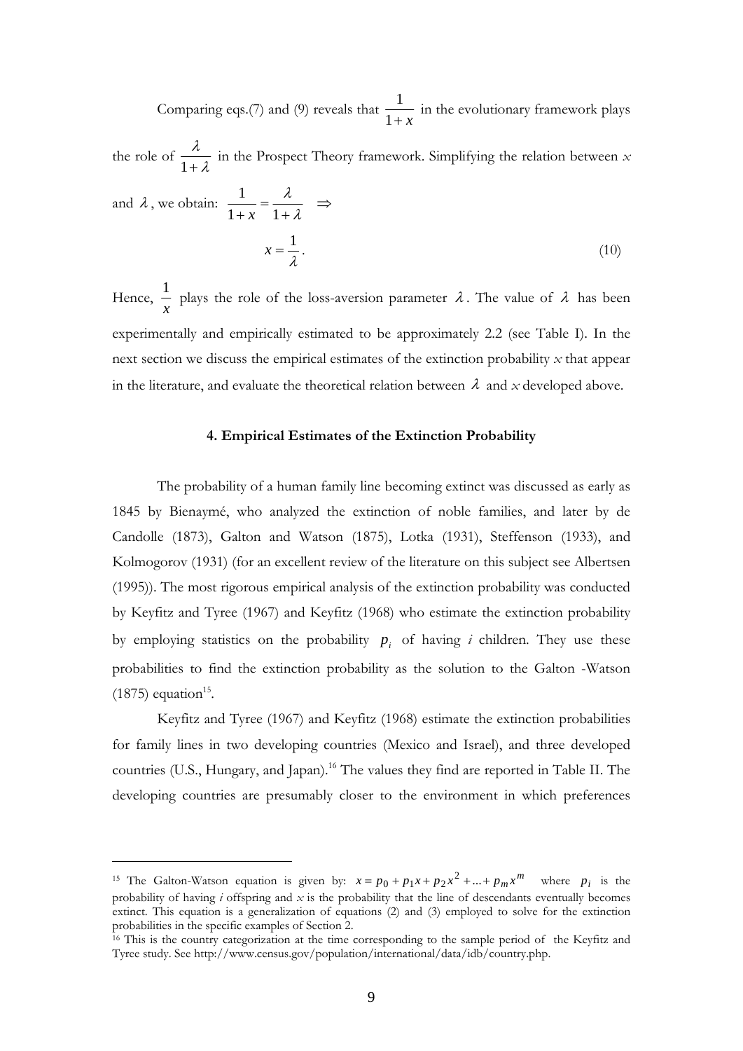Comparing eqs.(7) and (9) reveals that $\frac{1}{1+x}$ in the evolutionary framework plays the role of $\frac{\lambda}{1+\lambda}$ in the Prospect Theory framework. Simplifying the relation between $x$ and $\lambda$, we obtain: $\frac{1}{1+x} = \frac{\lambda}{1+\lambda} \quad \Rightarrow$

$$x = \frac{1}{\lambda}. \tag{10}$$

Hence, $\frac{1}{x}$ plays the role of the loss-aversion parameter $\lambda$. The value of $\lambda$ has been experimentally and empirically estimated to be approximately 2.2 (see Table I). In the next section we discuss the empirical estimates of the extinction probability $x$ that appear in the literature, and evaluate the theoretical relation between $\lambda$ and $x$ developed above.

## 4. Empirical Estimates of the Extinction Probability

The probability of a human family line becoming extinct was discussed as early as 1845 by Bienaymé, who analyzed the extinction of noble families, and later by de Candolle (1873), Galton and Watson (1875), Lotka (1931), Steffenson (1933), and Kolmogorov (1931) (for an excellent review of the literature on this subject see Albertsen (1995)). The most rigorous empirical analysis of the extinction probability was conducted by Keyfitz and Tyree (1967) and Keyfitz (1968) who estimate the extinction probability by employing statistics on the probability $p_i$ of having *i* children. They use these probabilities to find the extinction probability as the solution to the Galton -Watson (1875) equation[15].

Keyfitz and Tyree (1967) and Keyfitz (1968) estimate the extinction probabilities for family lines in two developing countries (Mexico and Israel), and three developed countries (U.S., Hungary, and Japan).[16] The values they find are reported in Table II. The developing countries are presumably closer to the environment in which preferences

---

[15] The Galton-Watson equation is given by: $x = p_0 + p_1 x + p_2 x^2 + ... + p_m x^m$ where $p_i$ is the probability of having *i* offspring and $x$ is the probability that the line of descendants eventually becomes extinct. This equation is a generalization of equations (2) and (3) employed to solve for the extinction probabilities in the specific examples of Section 2.

[16] This is the country categorization at the time corresponding to the sample period of the Keyfitz and Tyree study. See http://www.census.gov/population/international/data/idb/country.php.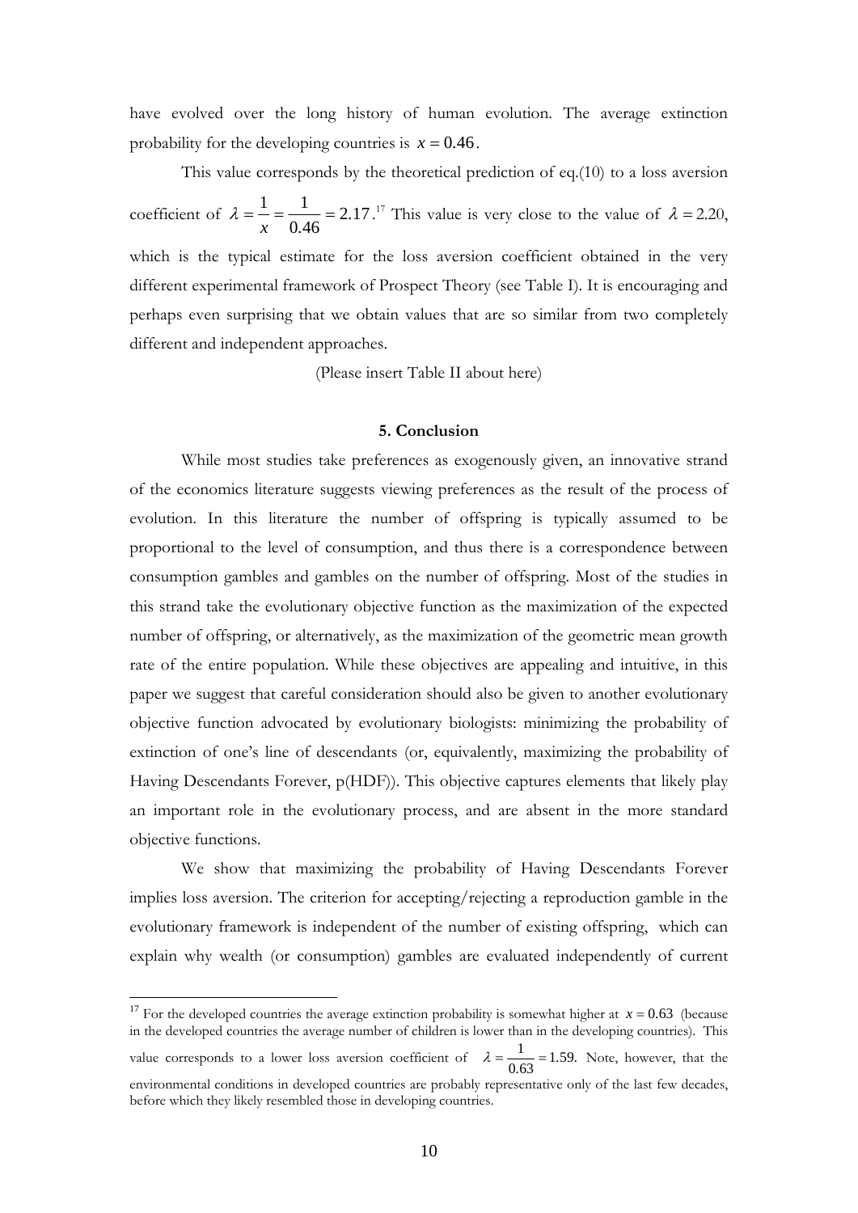have evolved over the long history of human evolution. The average extinction probability for the developing countries is $x = 0.46$.

This value corresponds by the theoretical prediction of eq.(10) to a loss aversion coefficient of $\lambda = \frac{1}{x} = \frac{1}{0.46} = 2.17$.[17] This value is very close to the value of $\lambda = 2.20$, which is the typical estimate for the loss aversion coefficient obtained in the very different experimental framework of Prospect Theory (see Table I). It is encouraging and perhaps even surprising that we obtain values that are so similar from two completely different and independent approaches.

(Please insert Table II about here)

## 5. Conclusion

While most studies take preferences as exogenously given, an innovative strand of the economics literature suggests viewing preferences as the result of the process of evolution. In this literature the number of offspring is typically assumed to be proportional to the level of consumption, and thus there is a correspondence between consumption gambles and gambles on the number of offspring. Most of the studies in this strand take the evolutionary objective function as the maximization of the expected number of offspring, or alternatively, as the maximization of the geometric mean growth rate of the entire population. While these objectives are appealing and intuitive, in this paper we suggest that careful consideration should also be given to another evolutionary objective function advocated by evolutionary biologists: minimizing the probability of extinction of one's line of descendants (or, equivalently, maximizing the probability of Having Descendants Forever, p(HDF)). This objective captures elements that likely play an important role in the evolutionary process, and are absent in the more standard objective functions.

We show that maximizing the probability of Having Descendants Forever implies loss aversion. The criterion for accepting/rejecting a reproduction gamble in the evolutionary framework is independent of the number of existing offspring, which can explain why wealth (or consumption) gambles are evaluated independently of current

[17] For the developed countries the average extinction probability is somewhat higher at $x = 0.63$ (because in the developed countries the average number of children is lower than in the developing countries). This value corresponds to a lower loss aversion coefficient of $\lambda = \frac{1}{0.63} = 1.59$. Note, however, that the environmental conditions in developed countries are probably representative only of the last few decades, before which they likely resembled those in developing countries.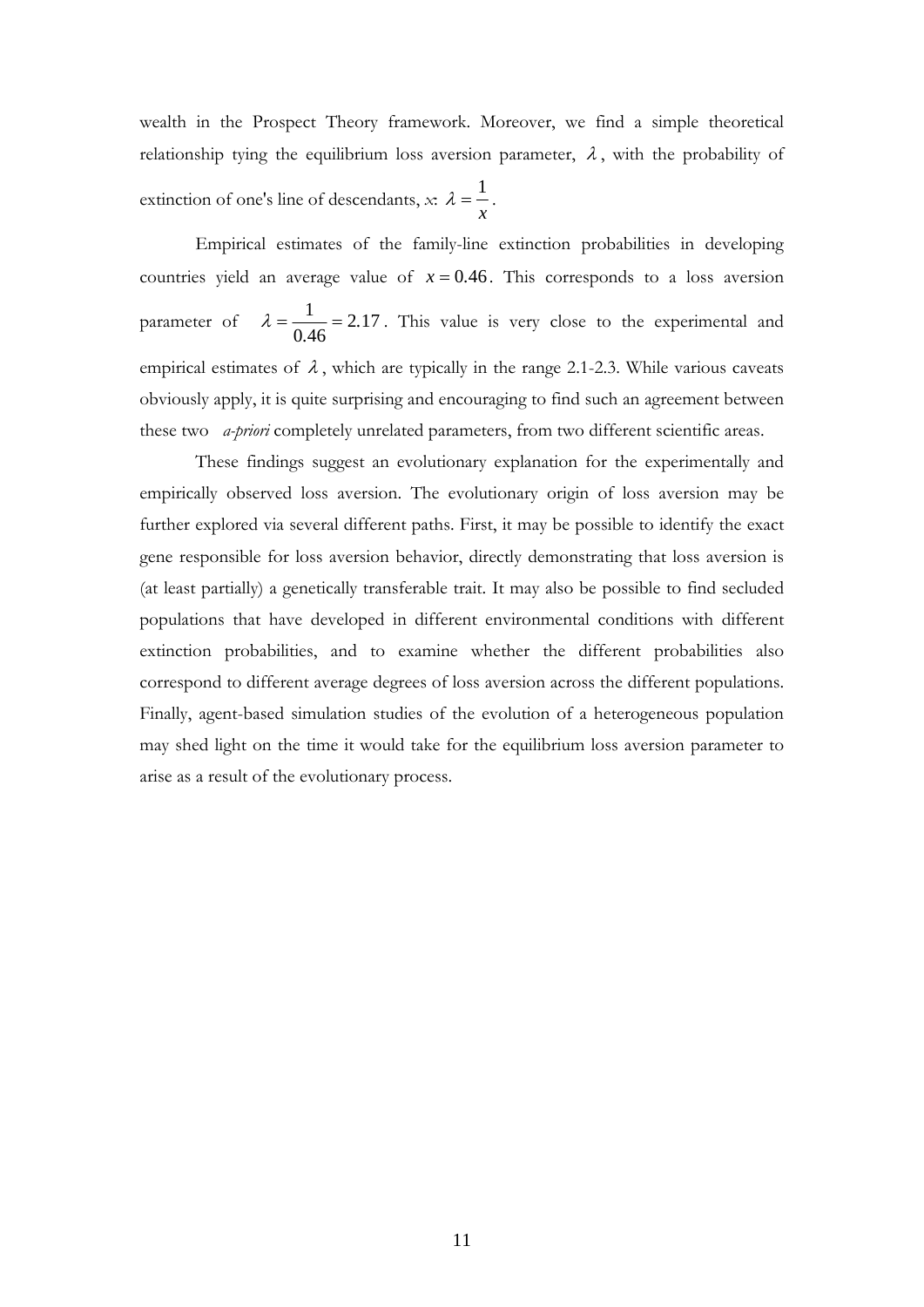wealth in the Prospect Theory framework. Moreover, we find a simple theoretical relationship tying the equilibrium loss aversion parameter, $\lambda$, with the probability of extinction of one's line of descendants, *x*: $\lambda = \frac{1}{x}$.

Empirical estimates of the family-line extinction probabilities in developing countries yield an average value of $x = 0.46$. This corresponds to a loss aversion parameter of $\lambda = \frac{1}{0.46} = 2.17$. This value is very close to the experimental and empirical estimates of $\lambda$, which are typically in the range 2.1-2.3. While various caveats obviously apply, it is quite surprising and encouraging to find such an agreement between these two *a-priori* completely unrelated parameters, from two different scientific areas.

These findings suggest an evolutionary explanation for the experimentally and empirically observed loss aversion. The evolutionary origin of loss aversion may be further explored via several different paths. First, it may be possible to identify the exact gene responsible for loss aversion behavior, directly demonstrating that loss aversion is (at least partially) a genetically transferable trait. It may also be possible to find secluded populations that have developed in different environmental conditions with different extinction probabilities, and to examine whether the different probabilities also correspond to different average degrees of loss aversion across the different populations. Finally, agent-based simulation studies of the evolution of a heterogeneous population may shed light on the time it would take for the equilibrium loss aversion parameter to arise as a result of the evolutionary process.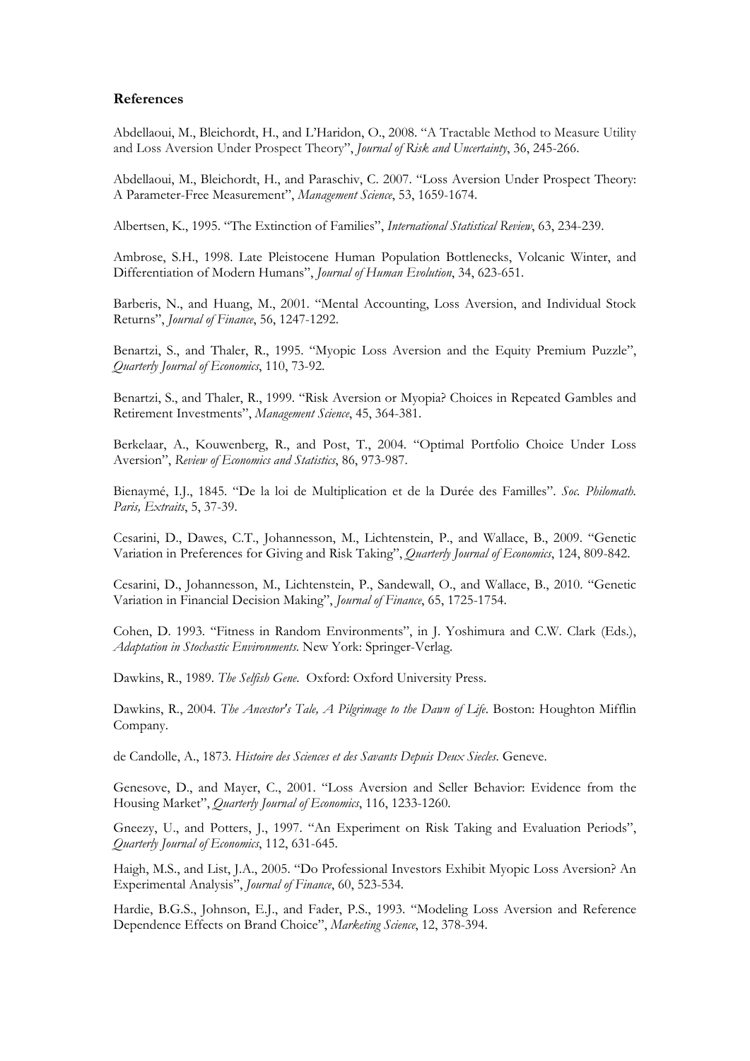### References

Abdellaoui, M., Bleichordt, H., and L'Haridon, O., 2008. "A Tractable Method to Measure Utility and Loss Aversion Under Prospect Theory", *Journal of Risk and Uncertainty*, 36, 245-266.

Abdellaoui, M., Bleichordt, H., and Paraschiv, C. 2007. "Loss Aversion Under Prospect Theory: A Parameter-Free Measurement", *Management Science*, 53, 1659-1674.

Albertsen, K., 1995. "The Extinction of Families", *International Statistical Review*, 63, 234-239.

Ambrose, S.H., 1998. Late Pleistocene Human Population Bottlenecks, Volcanic Winter, and Differentiation of Modern Humans", *Journal of Human Evolution*, 34, 623-651.

Barberis, N., and Huang, M., 2001. "Mental Accounting, Loss Aversion, and Individual Stock Returns", *Journal of Finance*, 56, 1247-1292.

Benartzi, S., and Thaler, R., 1995. "Myopic Loss Aversion and the Equity Premium Puzzle", *Quarterly Journal of Economics*, 110, 73-92.

Benartzi, S., and Thaler, R., 1999. "Risk Aversion or Myopia? Choices in Repeated Gambles and Retirement Investments", *Management Science*, 45, 364-381.

Berkelaar, A., Kouwenberg, R., and Post, T., 2004. "Optimal Portfolio Choice Under Loss Aversion", *Review of Economics and Statistics*, 86, 973-987.

Bienaymé, I.J., 1845. "De la loi de Multiplication et de la Durée des Familles". *Soc. Philomath. Paris, Extraits*, 5, 37-39.

Cesarini, D., Dawes, C.T., Johannesson, M., Lichtenstein, P., and Wallace, B., 2009. "Genetic Variation in Preferences for Giving and Risk Taking", *Quarterly Journal of Economics*, 124, 809-842.

Cesarini, D., Johannesson, M., Lichtenstein, P., Sandewall, O., and Wallace, B., 2010. "Genetic Variation in Financial Decision Making", *Journal of Finance*, 65, 1725-1754.

Cohen, D. 1993. "Fitness in Random Environments", in J. Yoshimura and C.W. Clark (Eds.), *Adaptation in Stochastic Environments*. New York: Springer-Verlag.

Dawkins, R., 1989. *The Selfish Gene*. Oxford: Oxford University Press.

Dawkins, R., 2004. *The Ancestor's Tale, A Pilgrimage to the Dawn of Life*. Boston: Houghton Mifflin Company.

de Candolle, A., 1873. *Histoire des Sciences et des Savants Depuis Deux Siecles*. Geneve.

Genesove, D., and Mayer, C., 2001. "Loss Aversion and Seller Behavior: Evidence from the Housing Market", *Quarterly Journal of Economics*, 116, 1233-1260.

Gneezy, U., and Potters, J., 1997. "An Experiment on Risk Taking and Evaluation Periods", *Quarterly Journal of Economics*, 112, 631-645.

Haigh, M.S., and List, J.A., 2005. "Do Professional Investors Exhibit Myopic Loss Aversion? An Experimental Analysis", *Journal of Finance*, 60, 523-534.

Hardie, B.G.S., Johnson, E.J., and Fader, P.S., 1993. "Modeling Loss Aversion and Reference Dependence Effects on Brand Choice", *Marketing Science*, 12, 378-394.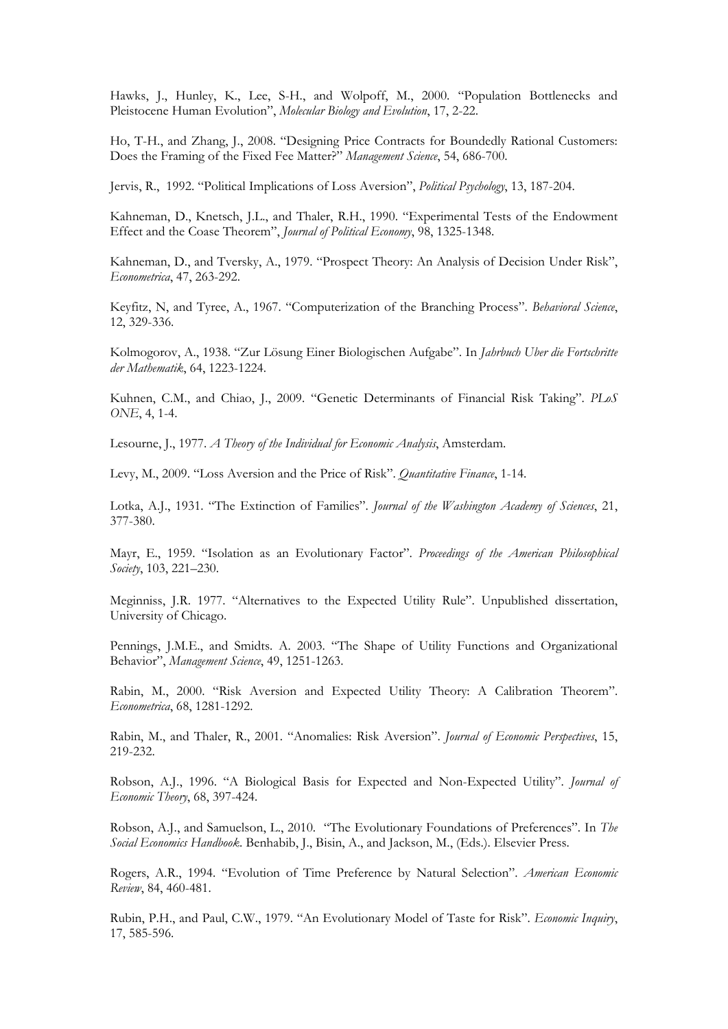Hawks, J., Hunley, K., Lee, S-H., and Wolpoff, M., 2000. "Population Bottlenecks and Pleistocene Human Evolution", *Molecular Biology and Evolution*, 17, 2-22.

Ho, T-H., and Zhang, J., 2008. "Designing Price Contracts for Boundedly Rational Customers: Does the Framing of the Fixed Fee Matter?" *Management Science*, 54, 686-700.

Jervis, R., 1992. "Political Implications of Loss Aversion", *Political Psychology*, 13, 187-204.

Kahneman, D., Knetsch, J.L., and Thaler, R.H., 1990. "Experimental Tests of the Endowment Effect and the Coase Theorem", *Journal of Political Economy*, 98, 1325-1348.

Kahneman, D., and Tversky, A., 1979. "Prospect Theory: An Analysis of Decision Under Risk", *Econometrica*, 47, 263-292.

Keyfitz, N, and Tyree, A., 1967. "Computerization of the Branching Process". *Behavioral Science*, 12, 329-336.

Kolmogorov, A., 1938. "Zur Lösung Einer Biologischen Aufgabe". In *Jahrbuch Uber die Fortschritte der Mathematik*, 64, 1223-1224.

Kuhnen, C.M., and Chiao, J., 2009. "Genetic Determinants of Financial Risk Taking". *PLoS ONE*, 4, 1-4.

Lesourne, J., 1977. *A Theory of the Individual for Economic Analysis*, Amsterdam.

Levy, M., 2009. "Loss Aversion and the Price of Risk". *Quantitative Finance*, 1-14.

Lotka, A.J., 1931. "The Extinction of Families". *Journal of the Washington Academy of Sciences*, 21, 377-380.

Mayr, E., 1959. "Isolation as an Evolutionary Factor". *Proceedings of the American Philosophical Society*, 103, 221–230.

Meginniss, J.R. 1977. "Alternatives to the Expected Utility Rule". Unpublished dissertation, University of Chicago.

Pennings, J.M.E., and Smidts. A. 2003. "The Shape of Utility Functions and Organizational Behavior", *Management Science*, 49, 1251-1263.

Rabin, M., 2000. "Risk Aversion and Expected Utility Theory: A Calibration Theorem". *Econometrica*, 68, 1281-1292.

Rabin, M., and Thaler, R., 2001. "Anomalies: Risk Aversion". *Journal of Economic Perspectives*, 15, 219-232.

Robson, A.J., 1996. "A Biological Basis for Expected and Non-Expected Utility". *Journal of Economic Theory*, 68, 397-424.

Robson, A.J., and Samuelson, L., 2010. "The Evolutionary Foundations of Preferences". In *The Social Economics Handbook*. Benhabib, J., Bisin, A., and Jackson, M., (Eds.). Elsevier Press.

Rogers, A.R., 1994. "Evolution of Time Preference by Natural Selection". *American Economic Review*, 84, 460-481.

Rubin, P.H., and Paul, C.W., 1979. "An Evolutionary Model of Taste for Risk". *Economic Inquiry*, 17, 585-596.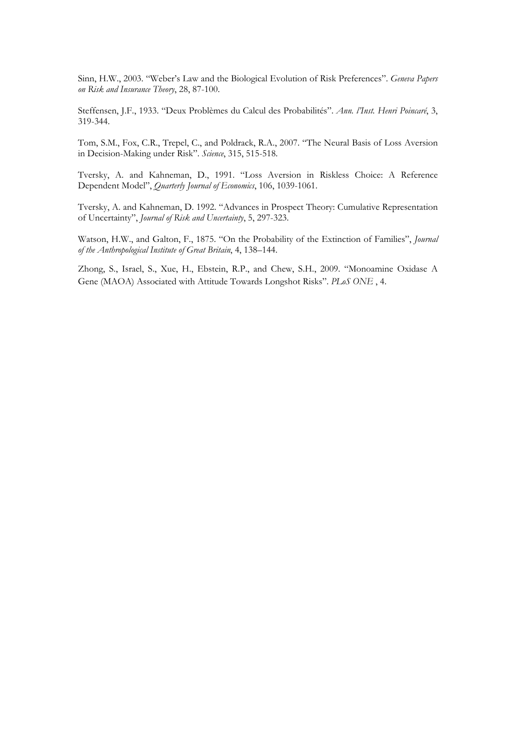Sinn, H.W., 2003. "Weber's Law and the Biological Evolution of Risk Preferences". *Geneva Papers on Risk and Insurance Theory*, 28, 87-100.

Steffensen, J.F., 1933. "Deux Problèmes du Calcul des Probabilités". *Ann. l'Inst. Henri Poincaré*, 3, 319-344.

Tom, S.M., Fox, C.R., Trepel, C., and Poldrack, R.A., 2007. "The Neural Basis of Loss Aversion in Decision-Making under Risk". *Science*, 315, 515-518.

Tversky, A. and Kahneman, D., 1991. "Loss Aversion in Riskless Choice: A Reference Dependent Model", *Quarterly Journal of Economics*, 106, 1039-1061.

Tversky, A. and Kahneman, D. 1992. "Advances in Prospect Theory: Cumulative Representation of Uncertainty", *Journal of Risk and Uncertainty*, 5, 297-323.

Watson, H.W., and Galton, F., 1875. "On the Probability of the Extinction of Families", *Journal of the Anthropological Institute of Great Britain*, 4, 138–144.

Zhong, S., Israel, S., Xue, H., Ebstein, R.P., and Chew, S.H., 2009. "Monoamine Oxidase A Gene (MAOA) Associated with Attitude Towards Longshot Risks". *PLoS ONE* , 4.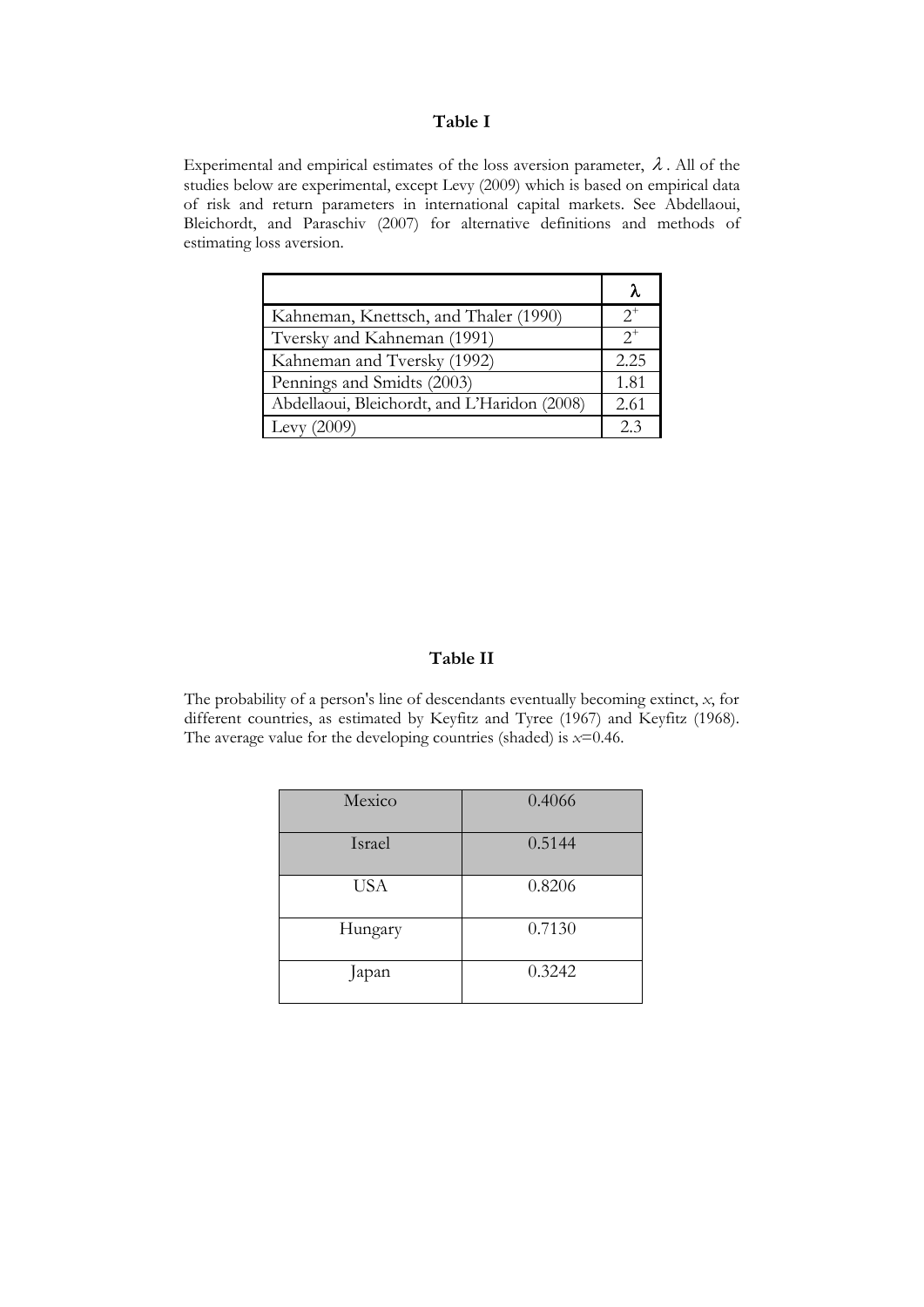**Table I**

Experimental and empirical estimates of the loss aversion parameter, $\lambda$. All of the studies below are experimental, except Levy (2009) which is based on empirical data of risk and return parameters in international capital markets. See Abdellaoui, Bleichordt, and Paraschiv (2007) for alternative definitions and methods of estimating loss aversion.

| | $\lambda$ |
|---|---|
| Kahneman, Knettsch, and Thaler (1990) | $2^+$ |
| Tversky and Kahneman (1991) | $2^+$ |
| Kahneman and Tversky (1992) | 2.25 |
| Pennings and Smidts (2003) | 1.81 |
| Abdellaoui, Bleichordt, and L'Haridon (2008) | 2.61 |
| Levy (2009) | 2.3 |

**Table II**

The probability of a person's line of descendants eventually becoming extinct, $x$, for different countries, as estimated by Keyfitz and Tyree (1967) and Keyfitz (1968). The average value for the developing countries (shaded) is $x$=0.46.

| | |
|---|---|
| Mexico | 0.4066 |
| Israel | 0.5144 |
| USA | 0.8206 |
| Hungary | 0.7130 |
| Japan | 0.3242 |